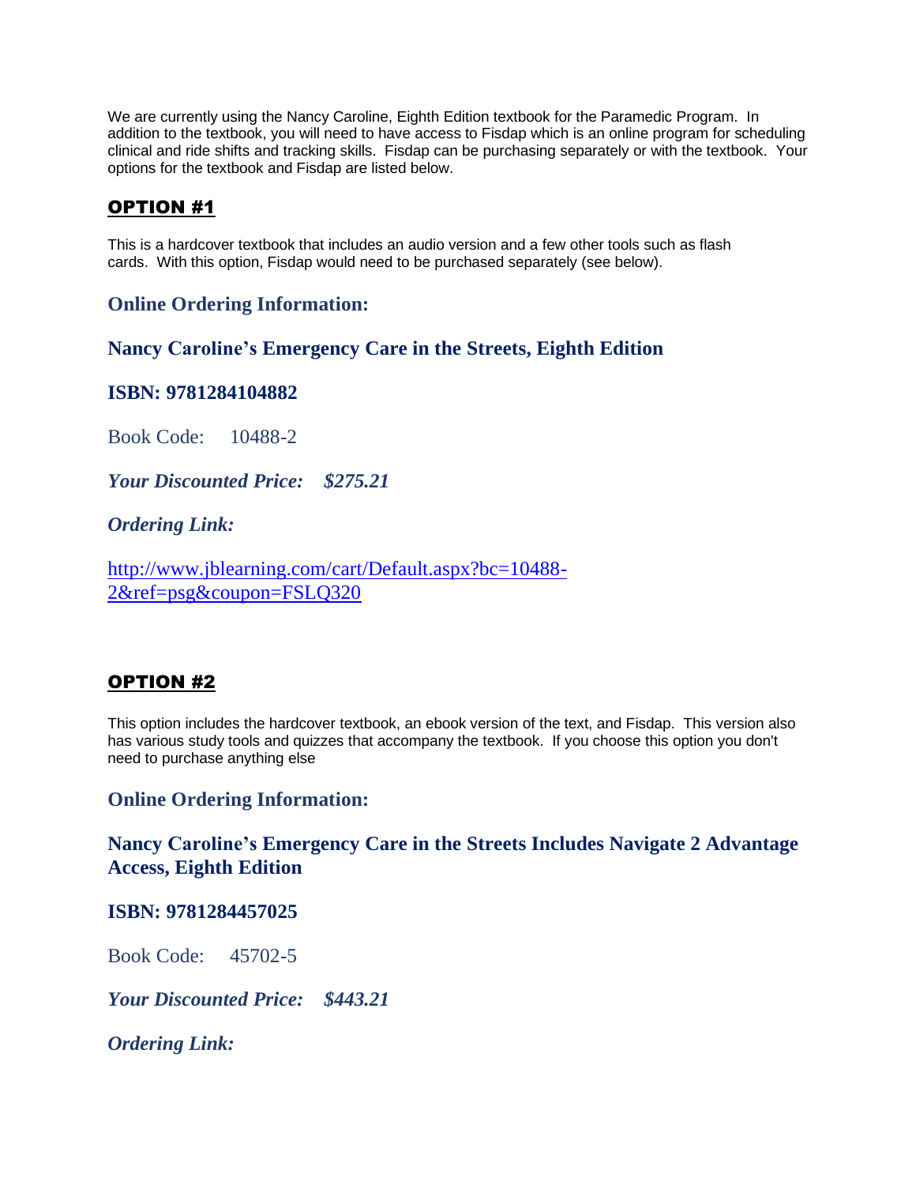We are currently using the Nancy Caroline, Eighth Edition textbook for the Paramedic Program. In addition to the textbook, you will need to have access to Fisdap which is an online program for scheduling clinical and ride shifts and tracking skills. Fisdap can be purchasing separately or with the textbook. Your options for the textbook and Fisdap are listed below.

## OPTION #1

This is a hardcover textbook that includes an audio version and a few other tools such as flash cards. With this option, Fisdap would need to be purchased separately (see below).

**Online Ordering Information:**

**Nancy Caroline's Emergency Care in the Streets, Eighth Edition**

**ISBN: 9781284104882**

Book Code: 10488-2

***Your Discounted Price: $275.21***

***Ordering Link:***

http://www.jblearning.com/cart/Default.aspx?bc=10488-2&ref=psg&coupon=FSLQ320

## OPTION #2

This option includes the hardcover textbook, an ebook version of the text, and Fisdap. This version also has various study tools and quizzes that accompany the textbook. If you choose this option you don't need to purchase anything else

**Online Ordering Information:**

**Nancy Caroline's Emergency Care in the Streets Includes Navigate 2 Advantage Access, Eighth Edition**

**ISBN: 9781284457025**

Book Code: 45702-5

***Your Discounted Price: $443.21***

***Ordering Link:***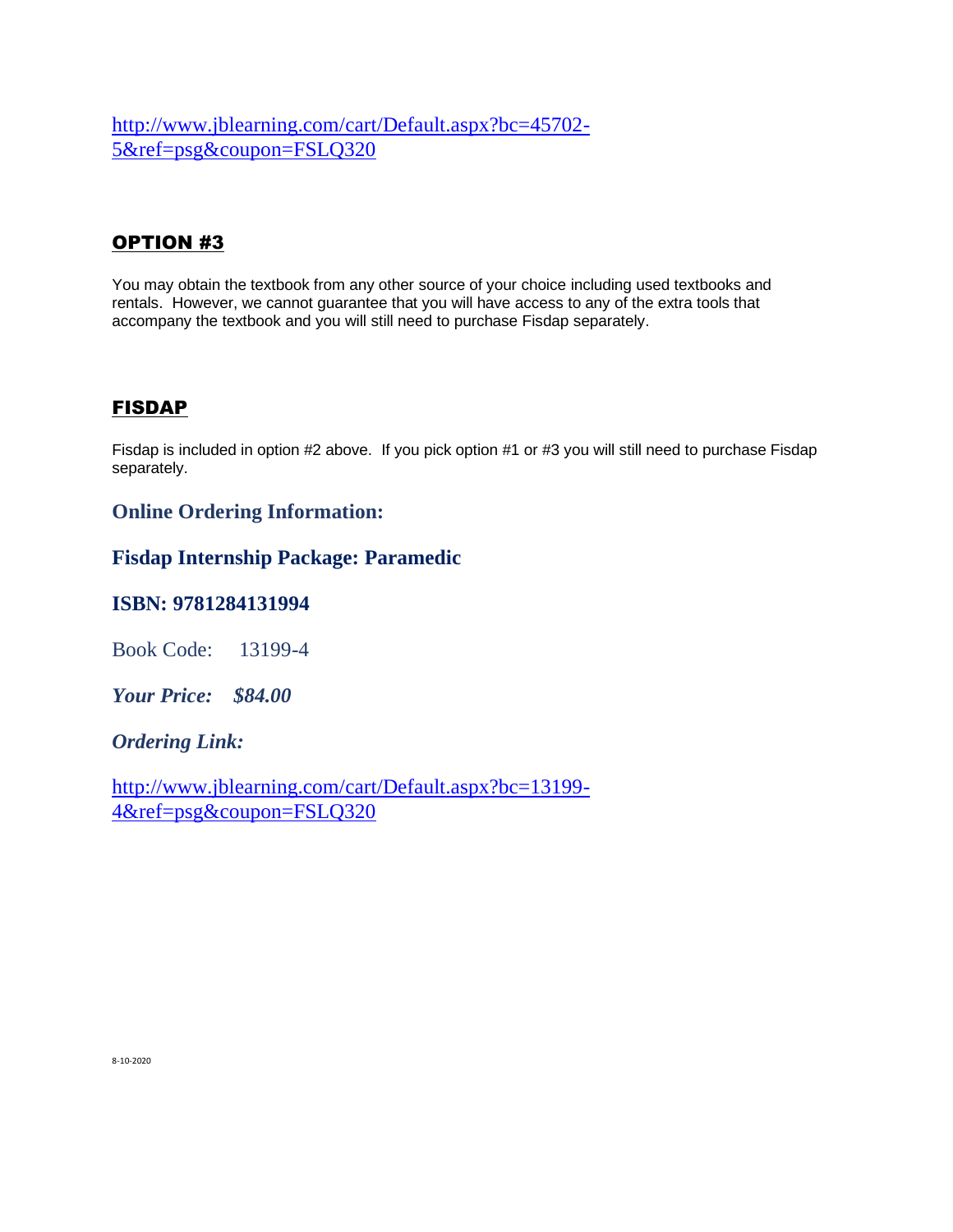http://www.jblearning.com/cart/Default.aspx?bc=45702-5&ref=psg&coupon=FSLQ320

## OPTION #3

You may obtain the textbook from any other source of your choice including used textbooks and rentals. However, we cannot guarantee that you will have access to any of the extra tools that accompany the textbook and you will still need to purchase Fisdap separately.

## FISDAP

Fisdap is included in option #2 above. If you pick option #1 or #3 you will still need to purchase Fisdap separately.

### Online Ordering Information:

### Fisdap Internship Package: Paramedic

### ISBN: 9781284131994

Book Code: 13199-4

***Your Price: $84.00***

***Ordering Link:***

http://www.jblearning.com/cart/Default.aspx?bc=13199-4&ref=psg&coupon=FSLQ320

8-10-2020